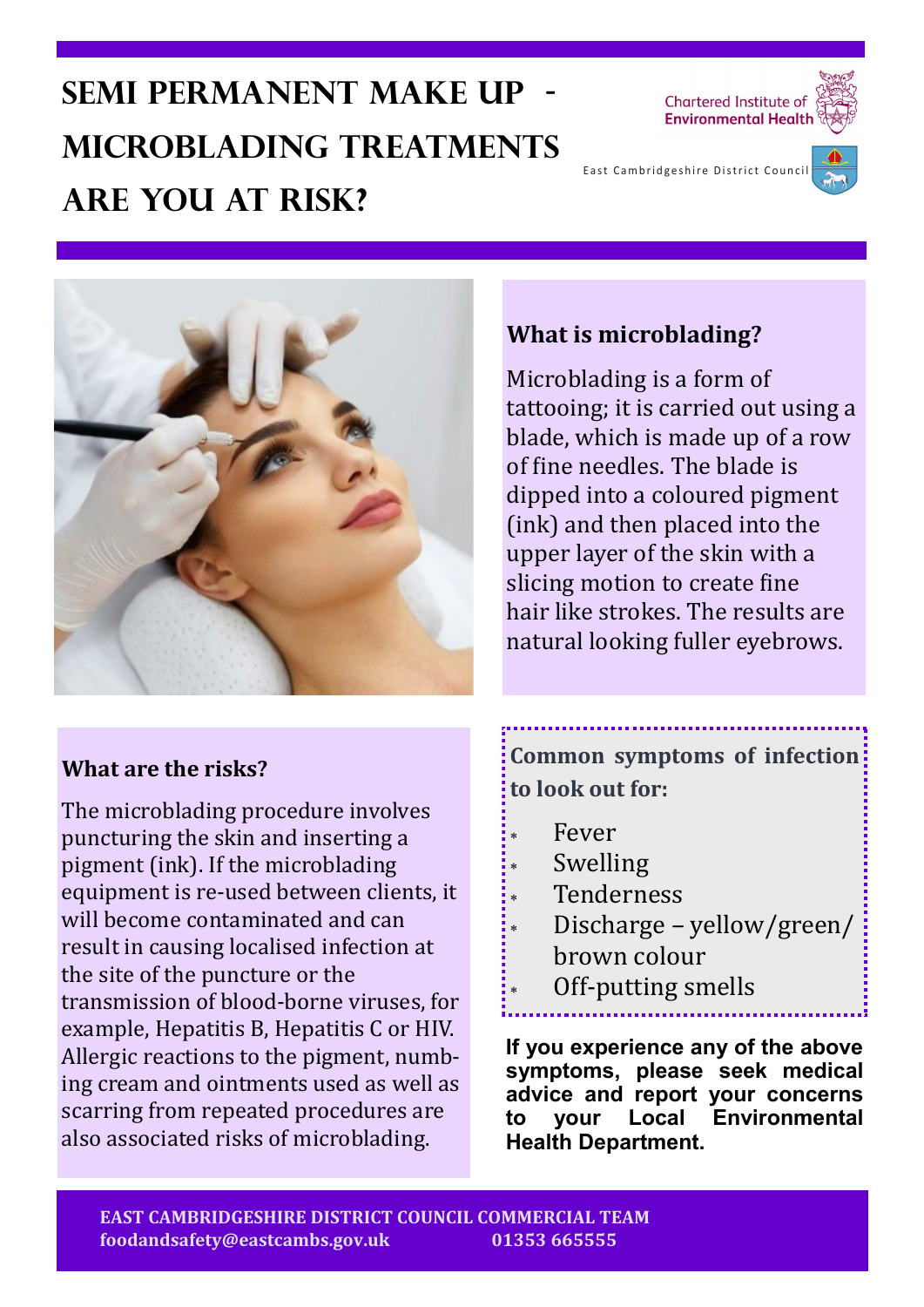# Semi Permanent Make Up - Microblading Treatments Are You At Risk?

Chartered Institute of Environmental Health

East Cambridgeshire District Council

## What is microblading?

Microblading is a form of tattooing; it is carried out using a blade, which is made up of a row of fine needles. The blade is dipped into a coloured pigment (ink) and then placed into the upper layer of the skin with a slicing motion to create fine hair like strokes. The results are natural looking fuller eyebrows.

## What are the risks?

The microblading procedure involves puncturing the skin and inserting a pigment (ink). If the microblading equipment is re-used between clients, it will become contaminated and can result in causing localised infection at the site of the puncture or the transmission of blood-borne viruses, for example, Hepatitis B, Hepatitis C or HIV. Allergic reactions to the pigment, numbing cream and ointments used as well as scarring from repeated procedures are also associated risks of microblading.

**Common symptoms of infection to look out for:**

- Fever
- Swelling
- Tenderness
- Discharge – yellow/green/ brown colour
- Off-putting smells

**If you experience any of the above symptoms, please seek medical advice and report your concerns to your Local Environmental Health Department.**

**EAST CAMBRIDGESHIRE DISTRICT COUNCIL COMMERCIAL TEAM**
**foodandsafety@eastcambs.gov.uk 01353 665555**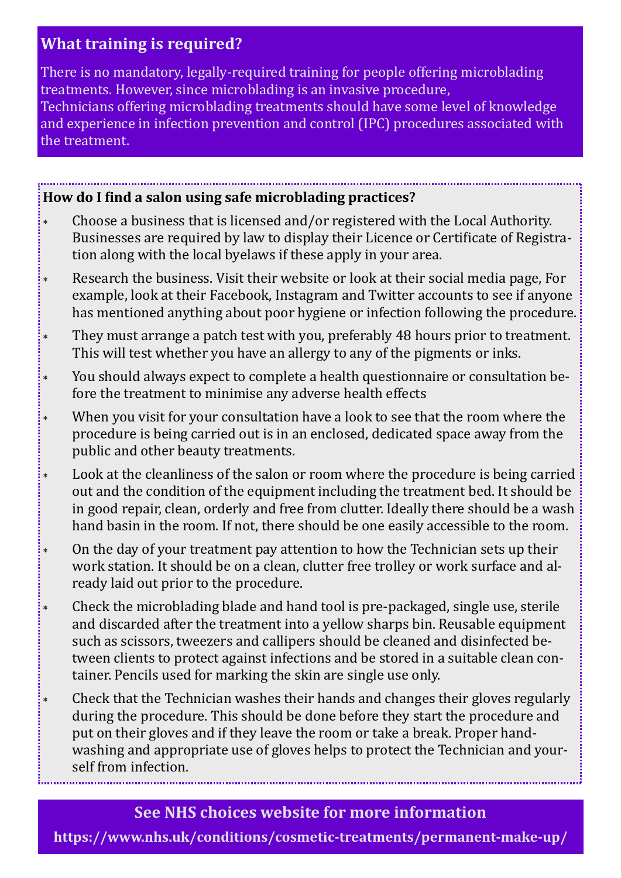## What training is required?

There is no mandatory, legally-required training for people offering microblading treatments. However, since microblading is an invasive procedure, Technicians offering microblading treatments should have some level of knowledge and experience in infection prevention and control (IPC) procedures associated with the treatment.

**How do I find a salon using safe microblading practices?**

- Choose a business that is licensed and/or registered with the Local Authority. Businesses are required by law to display their Licence or Certificate of Registration along with the local byelaws if these apply in your area.
- Research the business. Visit their website or look at their social media page, For example, look at their Facebook, Instagram and Twitter accounts to see if anyone has mentioned anything about poor hygiene or infection following the procedure.
- They must arrange a patch test with you, preferably 48 hours prior to treatment. This will test whether you have an allergy to any of the pigments or inks.
- You should always expect to complete a health questionnaire or consultation before the treatment to minimise any adverse health effects
- When you visit for your consultation have a look to see that the room where the procedure is being carried out is in an enclosed, dedicated space away from the public and other beauty treatments.
- Look at the cleanliness of the salon or room where the procedure is being carried out and the condition of the equipment including the treatment bed. It should be in good repair, clean, orderly and free from clutter. Ideally there should be a wash hand basin in the room. If not, there should be one easily accessible to the room.
- On the day of your treatment pay attention to how the Technician sets up their work station. It should be on a clean, clutter free trolley or work surface and already laid out prior to the procedure.
- Check the microblading blade and hand tool is pre-packaged, single use, sterile and discarded after the treatment into a yellow sharps bin. Reusable equipment such as scissors, tweezers and callipers should be cleaned and disinfected between clients to protect against infections and be stored in a suitable clean container. Pencils used for marking the skin are single use only.
- Check that the Technician washes their hands and changes their gloves regularly during the procedure. This should be done before they start the procedure and put on their gloves and if they leave the room or take a break. Proper handwashing and appropriate use of gloves helps to protect the Technician and yourself from infection.

**See NHS choices website for more information**

**https://www.nhs.uk/conditions/cosmetic-treatments/permanent-make-up/**